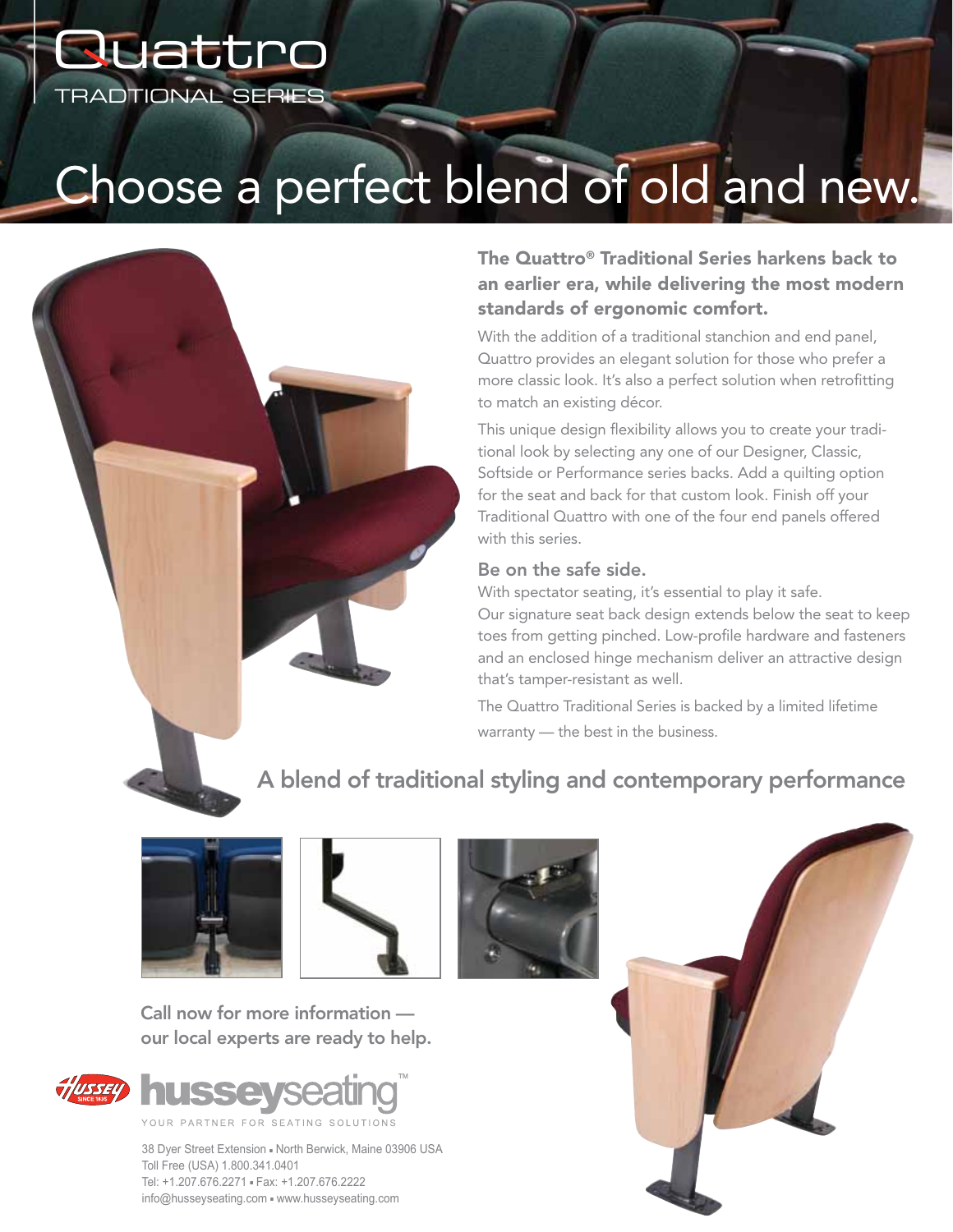# Quattro

TRADTIONAL SERIES

# Choose a perfect blend of old and new.

**The Quattro® Traditional Series harkens back to an earlier era, while delivering the most modern standards of ergonomic comfort.**

With the addition of a traditional stanchion and end panel, Quattro provides an elegant solution for those who prefer a more classic look. It's also a perfect solution when retrofitting to match an existing décor.

This unique design flexibility allows you to create your traditional look by selecting any one of our Designer, Classic, Softside or Performance series backs. Add a quilting option for the seat and back for that custom look. Finish off your Traditional Quattro with one of the four end panels offered with this series.

## Be on the safe side.

With spectator seating, it's essential to play it safe. Our signature seat back design extends below the seat to keep toes from getting pinched. Low-profile hardware and fasteners and an enclosed hinge mechanism deliver an attractive design that's tamper-resistant as well.

The Quattro Traditional Series is backed by a limited lifetime warranty — the best in the business.

## A blend of traditional styling and contemporary performance

Call now for more information — our local experts are ready to help.

husseyseating™

YOUR PARTNER FOR SEATING SOLUTIONS

38 Dyer Street Extension ▪ North Berwick, Maine 03906 USA
Toll Free (USA) 1.800.341.0401
Tel: +1.207.676.2271 ▪ Fax: +1.207.676.2222
info@husseyseating.com ▪ www.husseyseating.com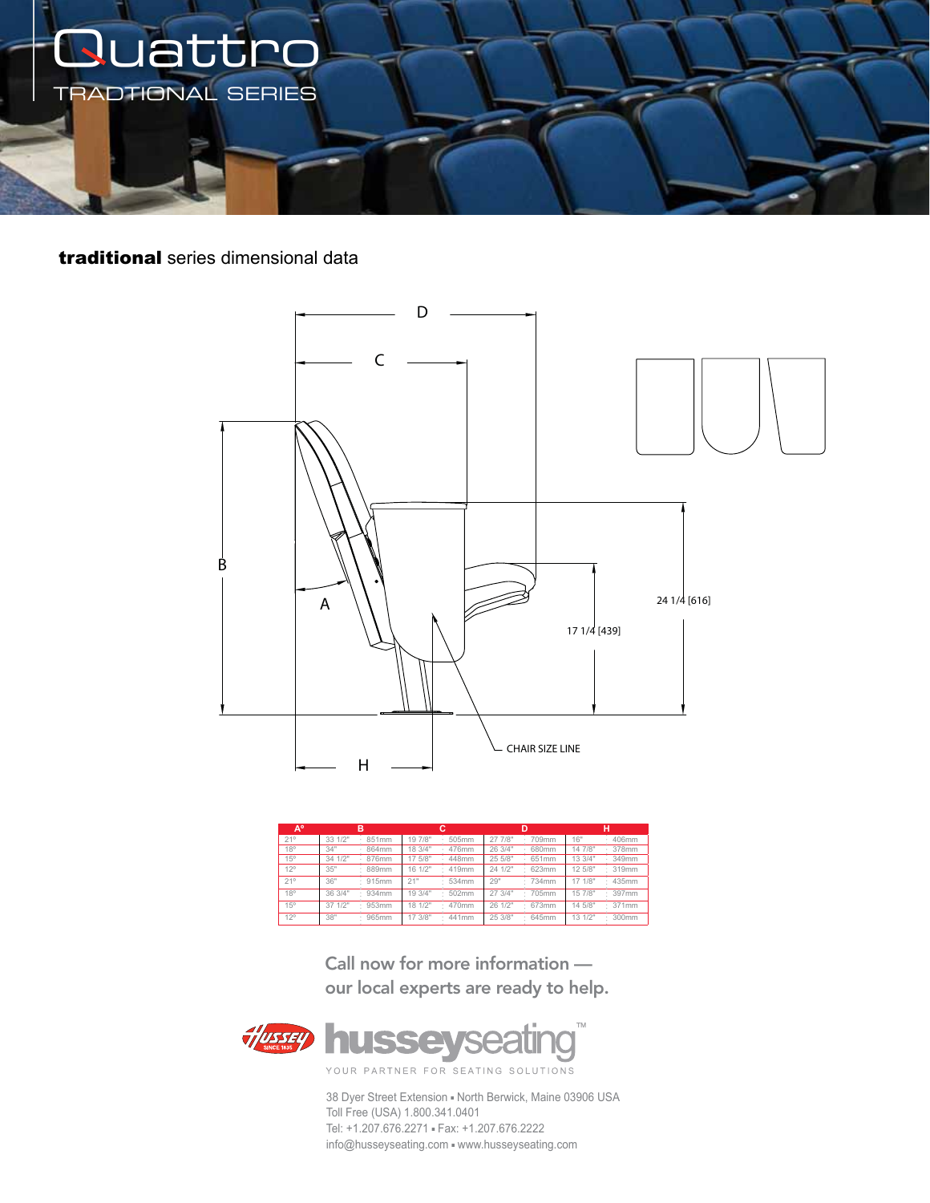# Quattro

TRADTIONAL SERIES

**traditional** series dimensional data

D

C

B

A

H

24 1/4 [616]

17 1/4 [439]

CHAIR SIZE LINE

| A° | B | | C | | D | | H | |
|---|---|---|---|---|---|---|---|---|
| 21° | 33 1/2" | 851mm | 19 7/8" | 505mm | 27 7/8" | 709mm | 16" | 406mm |
| 18° | 34" | 864mm | 18 3/4" | 476mm | 26 3/4" | 680mm | 14 7/8" | 378mm |
| 15° | 34 1/2" | 876mm | 17 5/8" | 448mm | 25 5/8" | 651mm | 13 3/4" | 349mm |
| 12° | 35" | 889mm | 16 1/2" | 419mm | 24 1/2" | 623mm | 12 5/8" | 319mm |
| 21° | 36" | 915mm | 21" | 534mm | 29" | 734mm | 17 1/8" | 435mm |
| 18° | 36 3/4" | 934mm | 19 3/4" | 502mm | 27 3/4" | 705mm | 15 7/8" | 397mm |
| 15° | 37 1/2" | 953mm | 18 1/2" | 470mm | 26 1/2" | 673mm | 14 5/8" | 371mm |
| 12° | 38" | 965mm | 17 3/8" | 441mm | 25 3/8" | 645mm | 13 1/2" | 300mm |

Call now for more information —
our local experts are ready to help.

husseyseating™

YOUR PARTNER FOR SEATING SOLUTIONS

38 Dyer Street Extension ▪ North Berwick, Maine 03906 USA
Toll Free (USA) 1.800.341.0401
Tel: +1.207.676.2271 ▪ Fax: +1.207.676.2222
info@husseyseating.com ▪ www.husseyseating.com